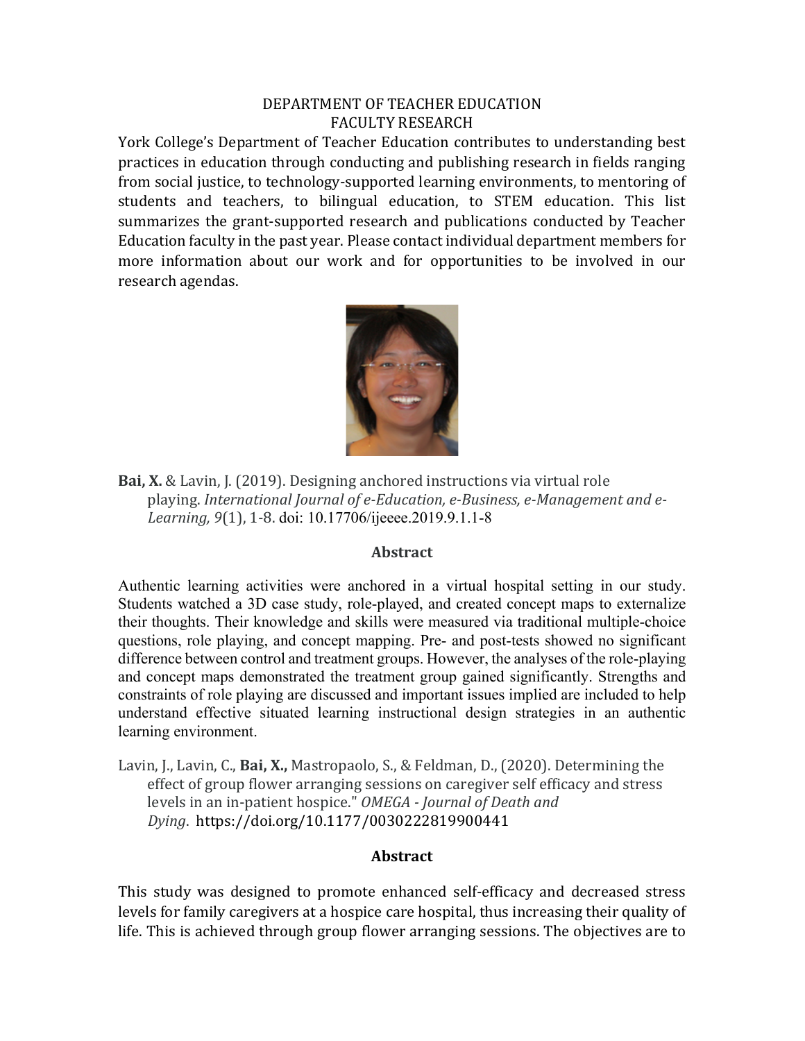# DEPARTMENT OF TEACHER EDUCATION
## FACULTY RESEARCH

York College's Department of Teacher Education contributes to understanding best practices in education through conducting and publishing research in fields ranging from social justice, to technology-supported learning environments, to mentoring of students and teachers, to bilingual education, to STEM education. This list summarizes the grant-supported research and publications conducted by Teacher Education faculty in the past year. Please contact individual department members for more information about our work and for opportunities to be involved in our research agendas.

**Bai, X.** & Lavin, J. (2019). Designing anchored instructions via virtual role playing. *International Journal of e-Education, e-Business, e-Management and e-Learning, 9*(1), 1-8. doi: 10.17706/ijeeee.2019.9.1.1-8

### Abstract

Authentic learning activities were anchored in a virtual hospital setting in our study. Students watched a 3D case study, role-played, and created concept maps to externalize their thoughts. Their knowledge and skills were measured via traditional multiple-choice questions, role playing, and concept mapping. Pre- and post-tests showed no significant difference between control and treatment groups. However, the analyses of the role-playing and concept maps demonstrated the treatment group gained significantly. Strengths and constraints of role playing are discussed and important issues implied are included to help understand effective situated learning instructional design strategies in an authentic learning environment.

Lavin, J., Lavin, C., **Bai, X.,** Mastropaolo, S., & Feldman, D., (2020). Determining the effect of group flower arranging sessions on caregiver self efficacy and stress levels in an in-patient hospice." *OMEGA - Journal of Death and Dying*. https://doi.org/10.1177/0030222819900441

### Abstract

This study was designed to promote enhanced self-efficacy and decreased stress levels for family caregivers at a hospice care hospital, thus increasing their quality of life. This is achieved through group flower arranging sessions. The objectives are to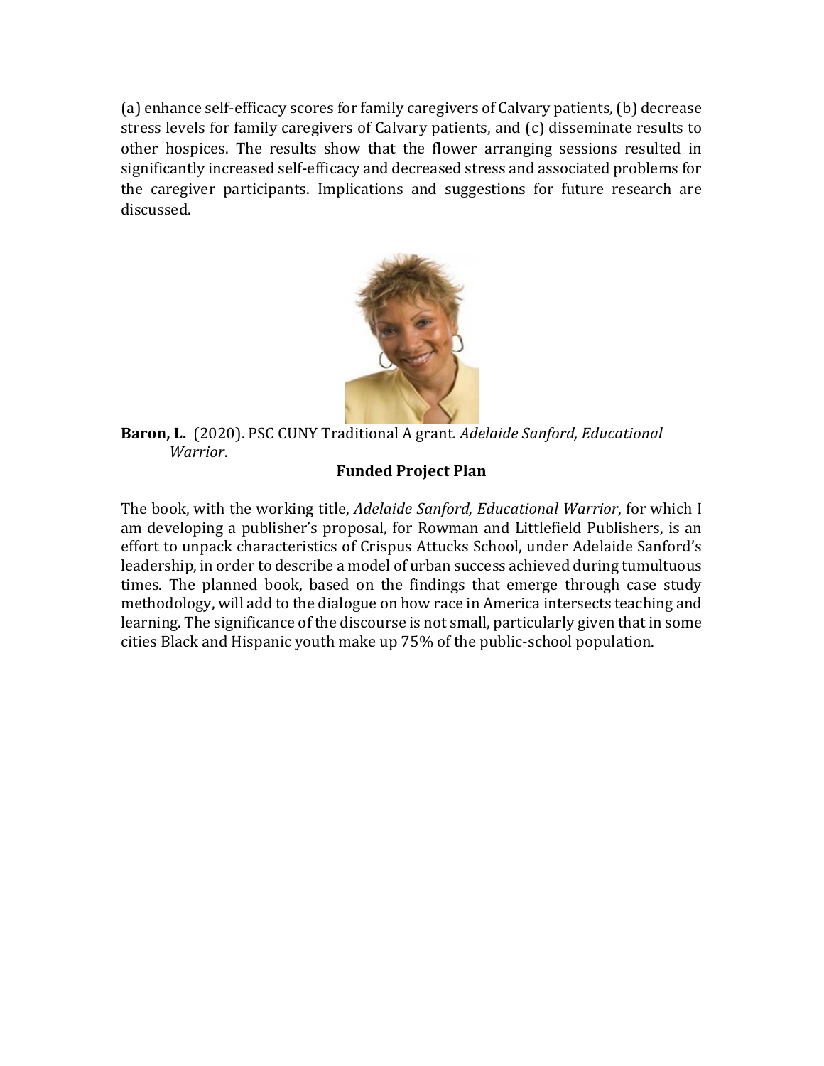(a) enhance self-efficacy scores for family caregivers of Calvary patients, (b) decrease stress levels for family caregivers of Calvary patients, and (c) disseminate results to other hospices. The results show that the flower arranging sessions resulted in significantly increased self-efficacy and decreased stress and associated problems for the caregiver participants. Implications and suggestions for future research are discussed.

**Baron, L.** (2020). PSC CUNY Traditional A grant. *Adelaide Sanford, Educational Warrior*.

**Funded Project Plan**

The book, with the working title, *Adelaide Sanford, Educational Warrior*, for which I am developing a publisher's proposal, for Rowman and Littlefield Publishers, is an effort to unpack characteristics of Crispus Attucks School, under Adelaide Sanford's leadership, in order to describe a model of urban success achieved during tumultuous times. The planned book, based on the findings that emerge through case study methodology, will add to the dialogue on how race in America intersects teaching and learning. The significance of the discourse is not small, particularly given that in some cities Black and Hispanic youth make up 75% of the public-school population.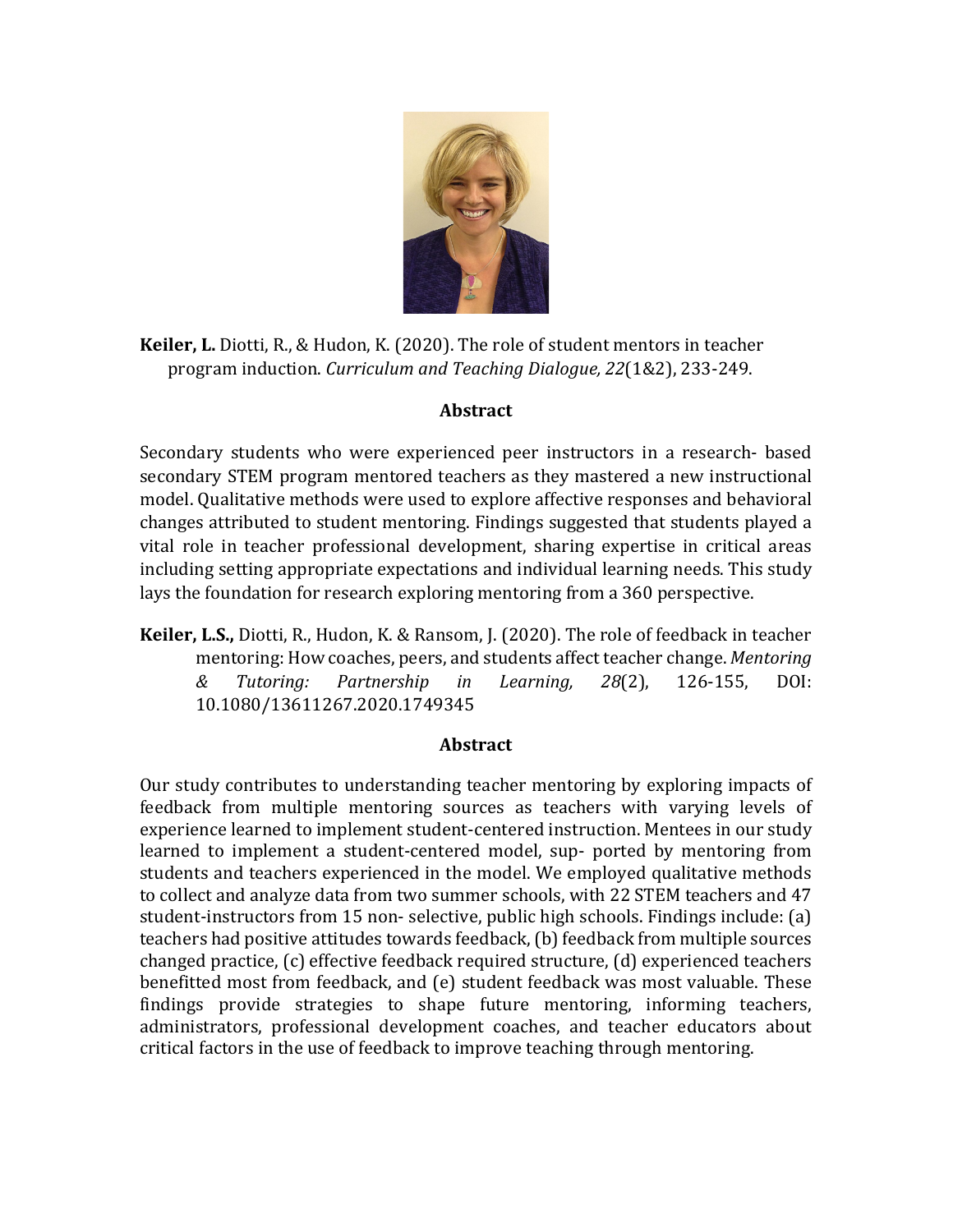**Keiler, L.** Diotti, R., & Hudon, K. (2020). The role of student mentors in teacher program induction. *Curriculum and Teaching Dialogue, 22*(1&2), 233-249.

**Abstract**

Secondary students who were experienced peer instructors in a research- based secondary STEM program mentored teachers as they mastered a new instructional model. Qualitative methods were used to explore affective responses and behavioral changes attributed to student mentoring. Findings suggested that students played a vital role in teacher professional development, sharing expertise in critical areas including setting appropriate expectations and individual learning needs. This study lays the foundation for research exploring mentoring from a 360 perspective.

**Keiler, L.S.,** Diotti, R., Hudon, K. & Ransom, J. (2020). The role of feedback in teacher mentoring: How coaches, peers, and students affect teacher change. *Mentoring & Tutoring: Partnership in Learning, 28*(2), 126-155, DOI: 10.1080/13611267.2020.1749345

**Abstract**

Our study contributes to understanding teacher mentoring by exploring impacts of feedback from multiple mentoring sources as teachers with varying levels of experience learned to implement student-centered instruction. Mentees in our study learned to implement a student-centered model, sup- ported by mentoring from students and teachers experienced in the model. We employed qualitative methods to collect and analyze data from two summer schools, with 22 STEM teachers and 47 student-instructors from 15 non- selective, public high schools. Findings include: (a) teachers had positive attitudes towards feedback, (b) feedback from multiple sources changed practice, (c) effective feedback required structure, (d) experienced teachers benefitted most from feedback, and (e) student feedback was most valuable. These findings provide strategies to shape future mentoring, informing teachers, administrators, professional development coaches, and teacher educators about critical factors in the use of feedback to improve teaching through mentoring.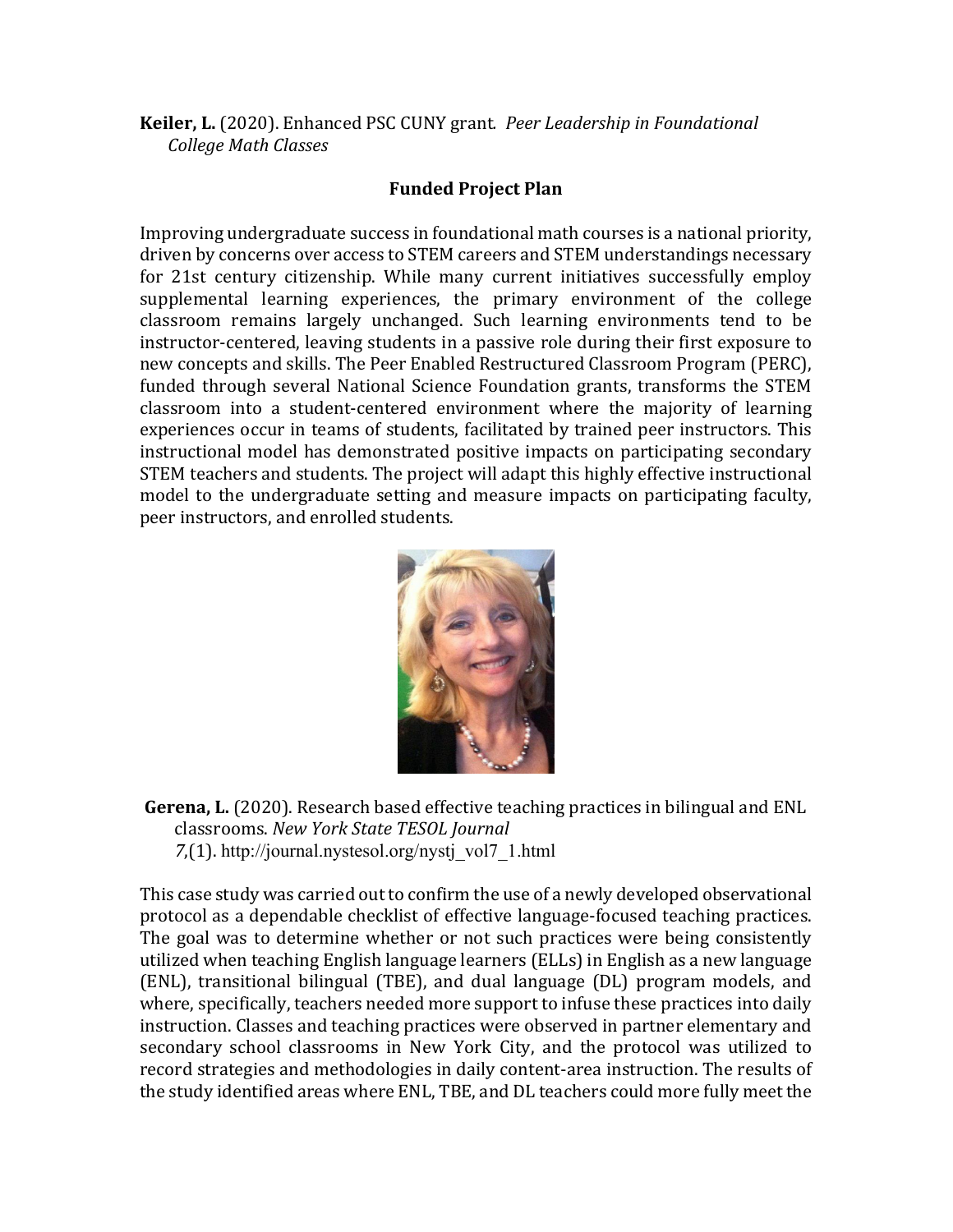**Keiler, L.** (2020). Enhanced PSC CUNY grant. *Peer Leadership in Foundational College Math Classes*

**Funded Project Plan**

Improving undergraduate success in foundational math courses is a national priority, driven by concerns over access to STEM careers and STEM understandings necessary for 21st century citizenship. While many current initiatives successfully employ supplemental learning experiences, the primary environment of the college classroom remains largely unchanged. Such learning environments tend to be instructor-centered, leaving students in a passive role during their first exposure to new concepts and skills. The Peer Enabled Restructured Classroom Program (PERC), funded through several National Science Foundation grants, transforms the STEM classroom into a student-centered environment where the majority of learning experiences occur in teams of students, facilitated by trained peer instructors. This instructional model has demonstrated positive impacts on participating secondary STEM teachers and students. The project will adapt this highly effective instructional model to the undergraduate setting and measure impacts on participating faculty, peer instructors, and enrolled students.

**Gerena, L.** (2020). Research based effective teaching practices in bilingual and ENL classrooms. *New York State TESOL Journal 7*,(1). http://journal.nystesol.org/nystj_vol7_1.html

This case study was carried out to confirm the use of a newly developed observational protocol as a dependable checklist of effective language-focused teaching practices. The goal was to determine whether or not such practices were being consistently utilized when teaching English language learners (ELLs) in English as a new language (ENL), transitional bilingual (TBE), and dual language (DL) program models, and where, specifically, teachers needed more support to infuse these practices into daily instruction. Classes and teaching practices were observed in partner elementary and secondary school classrooms in New York City, and the protocol was utilized to record strategies and methodologies in daily content-area instruction. The results of the study identified areas where ENL, TBE, and DL teachers could more fully meet the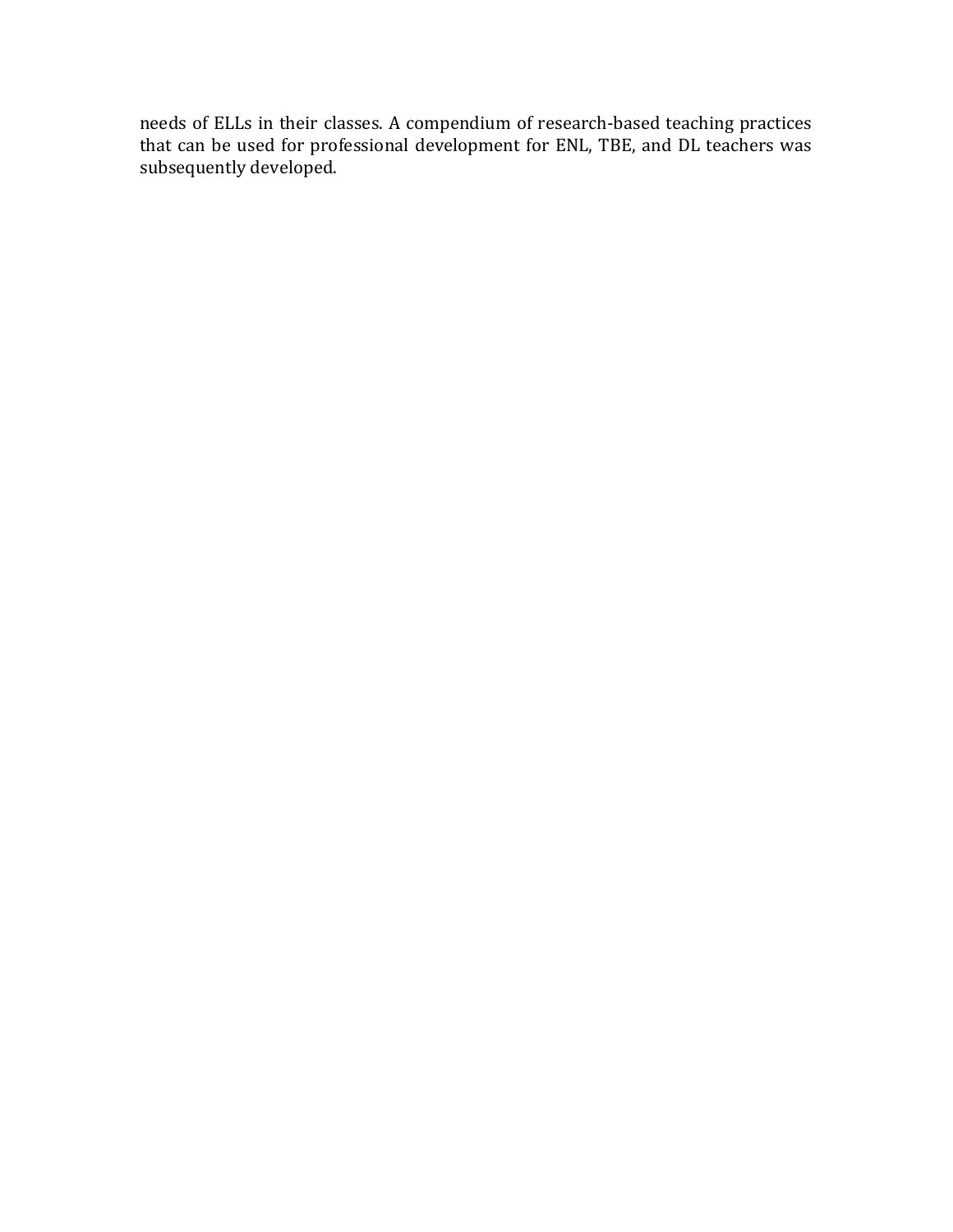needs of ELLs in their classes. A compendium of research-based teaching practices that can be used for professional development for ENL, TBE, and DL teachers was subsequently developed.